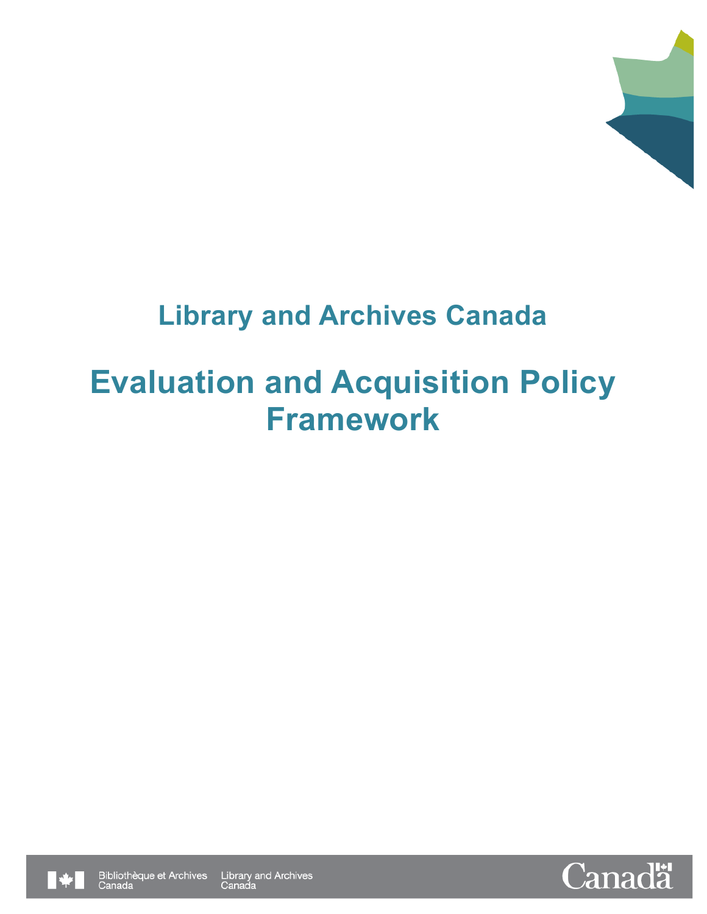# Library and Archives Canada

# Evaluation and Acquisition Policy Framework

Bibliothèque et Archives Canada Library and Archives Canada

Canada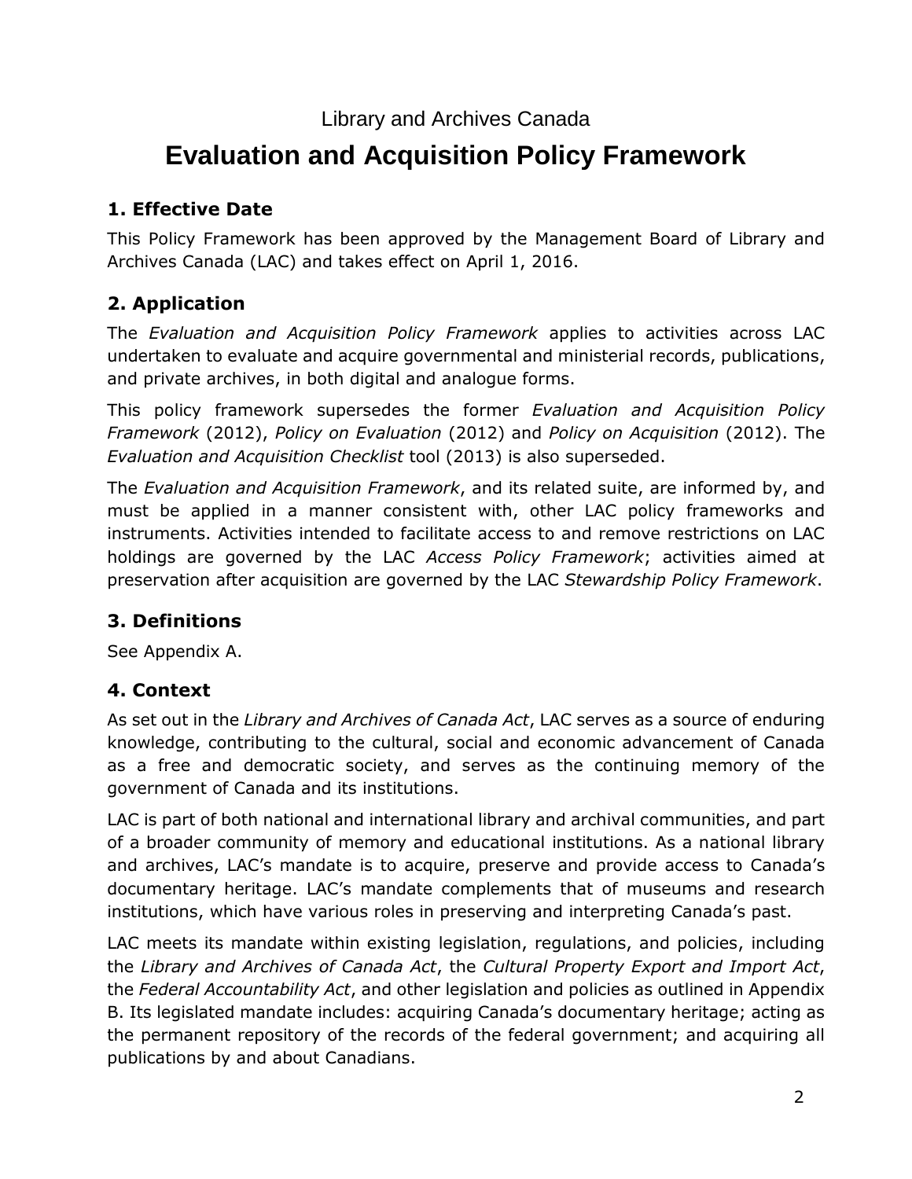Library and Archives Canada

# Evaluation and Acquisition Policy Framework

## 1. Effective Date

This Policy Framework has been approved by the Management Board of Library and Archives Canada (LAC) and takes effect on April 1, 2016.

## 2. Application

The *Evaluation and Acquisition Policy Framework* applies to activities across LAC undertaken to evaluate and acquire governmental and ministerial records, publications, and private archives, in both digital and analogue forms.

This policy framework supersedes the former *Evaluation and Acquisition Policy Framework* (2012), *Policy on Evaluation* (2012) and *Policy on Acquisition* (2012). The *Evaluation and Acquisition Checklist* tool (2013) is also superseded.

The *Evaluation and Acquisition Framework*, and its related suite, are informed by, and must be applied in a manner consistent with, other LAC policy frameworks and instruments. Activities intended to facilitate access to and remove restrictions on LAC holdings are governed by the LAC *Access Policy Framework*; activities aimed at preservation after acquisition are governed by the LAC *Stewardship Policy Framework*.

## 3. Definitions

See Appendix A.

## 4. Context

As set out in the *Library and Archives of Canada Act*, LAC serves as a source of enduring knowledge, contributing to the cultural, social and economic advancement of Canada as a free and democratic society, and serves as the continuing memory of the government of Canada and its institutions.

LAC is part of both national and international library and archival communities, and part of a broader community of memory and educational institutions. As a national library and archives, LAC's mandate is to acquire, preserve and provide access to Canada's documentary heritage. LAC's mandate complements that of museums and research institutions, which have various roles in preserving and interpreting Canada's past.

LAC meets its mandate within existing legislation, regulations, and policies, including the *Library and Archives of Canada Act*, the *Cultural Property Export and Import Act*, the *Federal Accountability Act*, and other legislation and policies as outlined in Appendix B. Its legislated mandate includes: acquiring Canada's documentary heritage; acting as the permanent repository of the records of the federal government; and acquiring all publications by and about Canadians.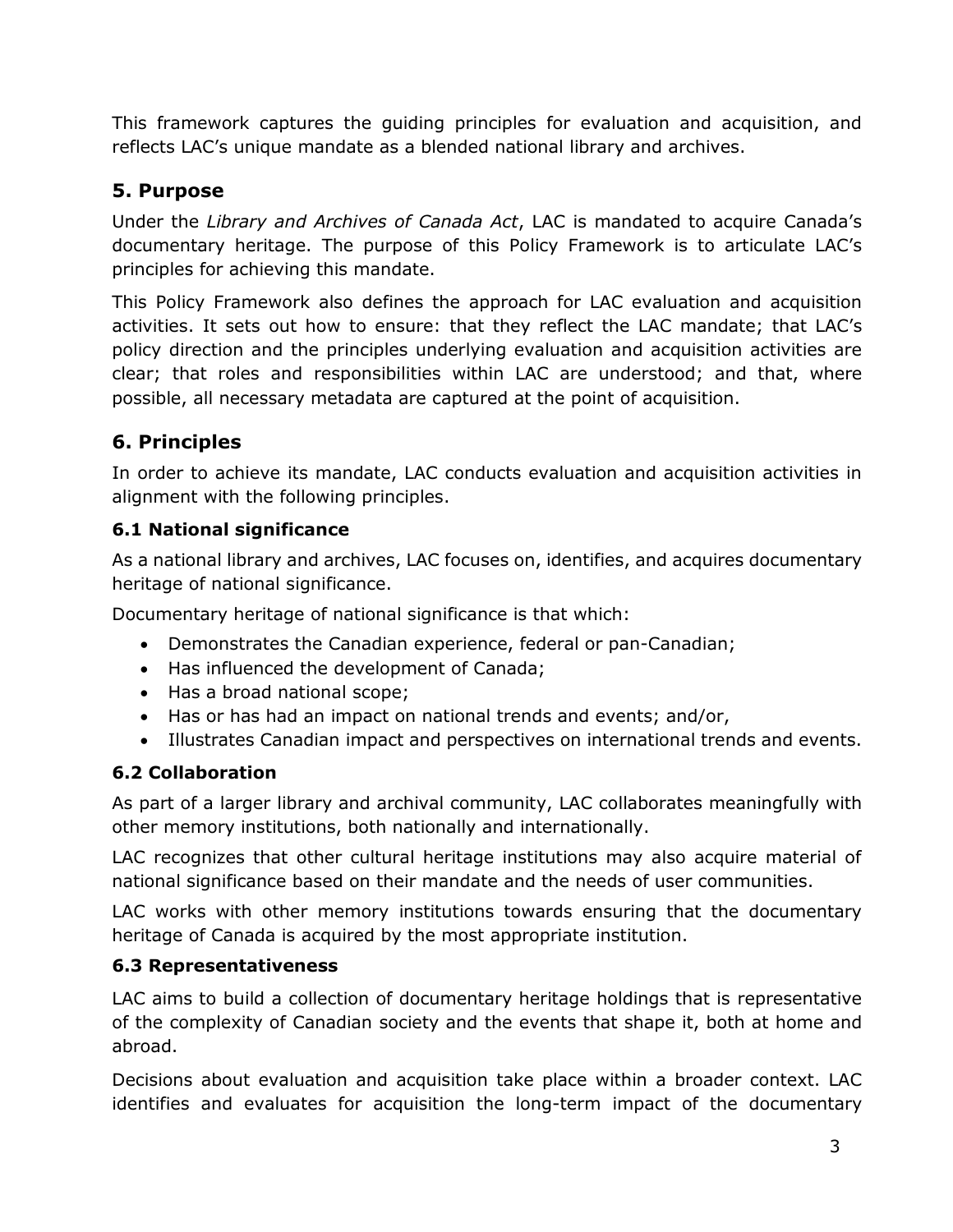This framework captures the guiding principles for evaluation and acquisition, and reflects LAC's unique mandate as a blended national library and archives.

## 5. Purpose

Under the *Library and Archives of Canada Act*, LAC is mandated to acquire Canada's documentary heritage. The purpose of this Policy Framework is to articulate LAC's principles for achieving this mandate.

This Policy Framework also defines the approach for LAC evaluation and acquisition activities. It sets out how to ensure: that they reflect the LAC mandate; that LAC's policy direction and the principles underlying evaluation and acquisition activities are clear; that roles and responsibilities within LAC are understood; and that, where possible, all necessary metadata are captured at the point of acquisition.

## 6. Principles

In order to achieve its mandate, LAC conducts evaluation and acquisition activities in alignment with the following principles.

### 6.1 National significance

As a national library and archives, LAC focuses on, identifies, and acquires documentary heritage of national significance.

Documentary heritage of national significance is that which:

- Demonstrates the Canadian experience, federal or pan-Canadian;
- Has influenced the development of Canada;
- Has a broad national scope;
- Has or has had an impact on national trends and events; and/or,
- Illustrates Canadian impact and perspectives on international trends and events.

### 6.2 Collaboration

As part of a larger library and archival community, LAC collaborates meaningfully with other memory institutions, both nationally and internationally.

LAC recognizes that other cultural heritage institutions may also acquire material of national significance based on their mandate and the needs of user communities.

LAC works with other memory institutions towards ensuring that the documentary heritage of Canada is acquired by the most appropriate institution.

### 6.3 Representativeness

LAC aims to build a collection of documentary heritage holdings that is representative of the complexity of Canadian society and the events that shape it, both at home and abroad.

Decisions about evaluation and acquisition take place within a broader context. LAC identifies and evaluates for acquisition the long-term impact of the documentary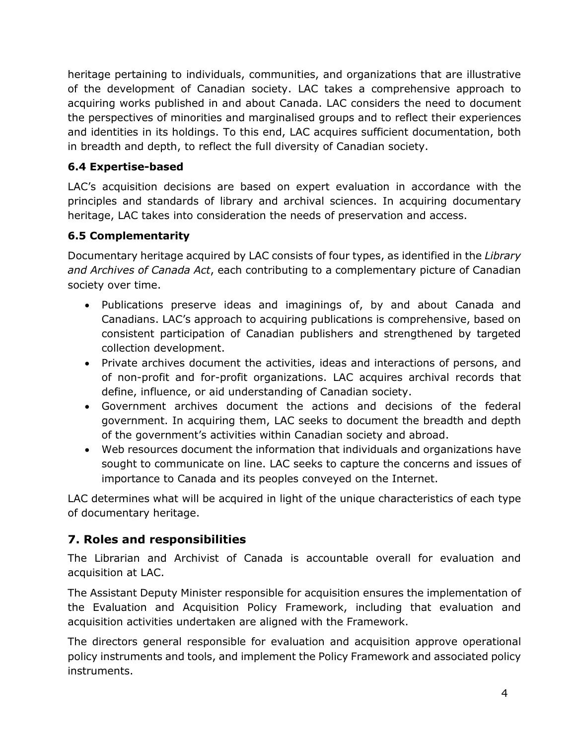heritage pertaining to individuals, communities, and organizations that are illustrative of the development of Canadian society. LAC takes a comprehensive approach to acquiring works published in and about Canada. LAC considers the need to document the perspectives of minorities and marginalised groups and to reflect their experiences and identities in its holdings. To this end, LAC acquires sufficient documentation, both in breadth and depth, to reflect the full diversity of Canadian society.

### 6.4 Expertise-based

LAC's acquisition decisions are based on expert evaluation in accordance with the principles and standards of library and archival sciences. In acquiring documentary heritage, LAC takes into consideration the needs of preservation and access.

### 6.5 Complementarity

Documentary heritage acquired by LAC consists of four types, as identified in the *Library and Archives of Canada Act*, each contributing to a complementary picture of Canadian society over time.

- Publications preserve ideas and imaginings of, by and about Canada and Canadians. LAC's approach to acquiring publications is comprehensive, based on consistent participation of Canadian publishers and strengthened by targeted collection development.
- Private archives document the activities, ideas and interactions of persons, and of non-profit and for-profit organizations. LAC acquires archival records that define, influence, or aid understanding of Canadian society.
- Government archives document the actions and decisions of the federal government. In acquiring them, LAC seeks to document the breadth and depth of the government's activities within Canadian society and abroad.
- Web resources document the information that individuals and organizations have sought to communicate on line. LAC seeks to capture the concerns and issues of importance to Canada and its peoples conveyed on the Internet.

LAC determines what will be acquired in light of the unique characteristics of each type of documentary heritage.

## 7. Roles and responsibilities

The Librarian and Archivist of Canada is accountable overall for evaluation and acquisition at LAC.

The Assistant Deputy Minister responsible for acquisition ensures the implementation of the Evaluation and Acquisition Policy Framework, including that evaluation and acquisition activities undertaken are aligned with the Framework.

The directors general responsible for evaluation and acquisition approve operational policy instruments and tools, and implement the Policy Framework and associated policy instruments.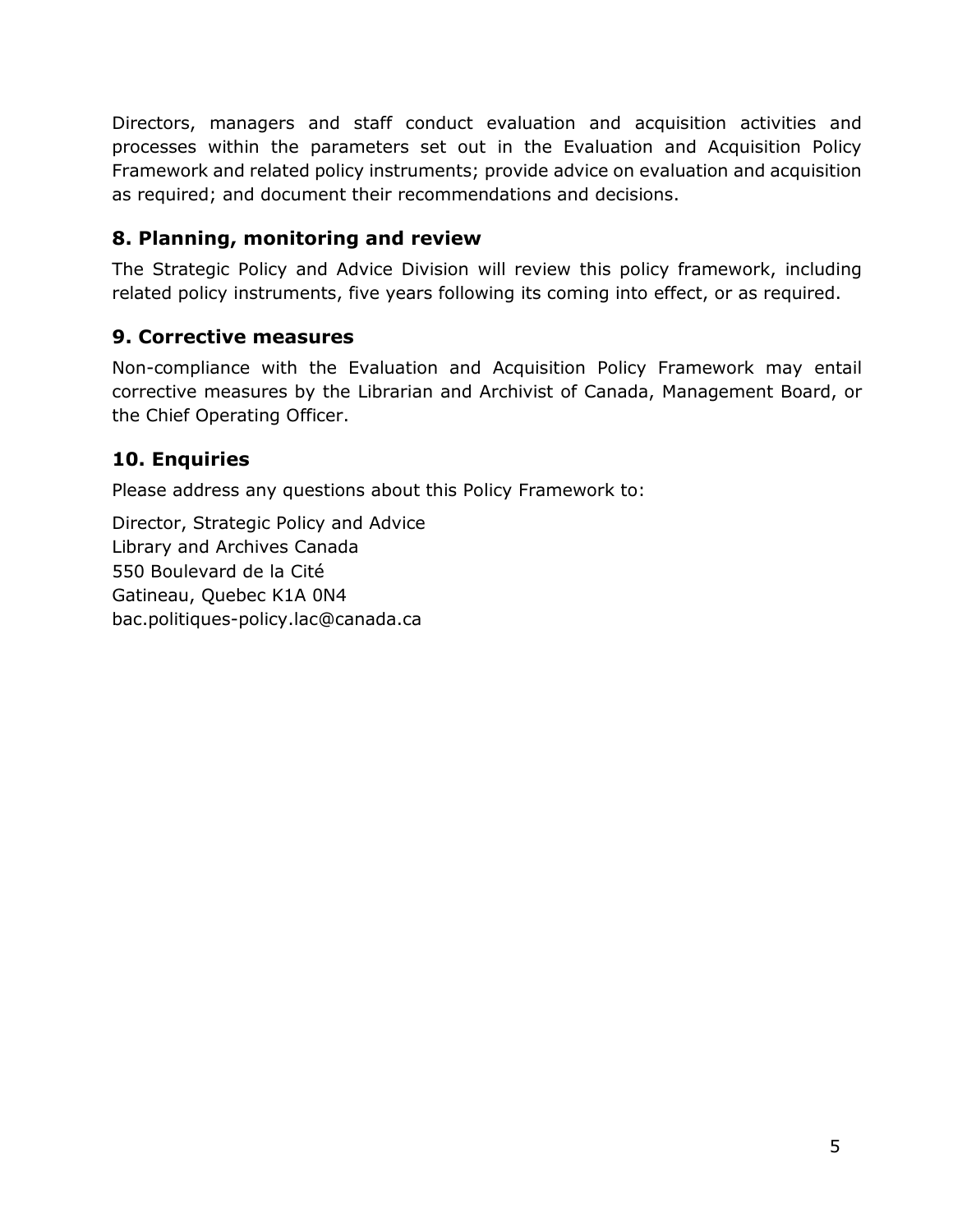Directors, managers and staff conduct evaluation and acquisition activities and processes within the parameters set out in the Evaluation and Acquisition Policy Framework and related policy instruments; provide advice on evaluation and acquisition as required; and document their recommendations and decisions.

## 8. Planning, monitoring and review

The Strategic Policy and Advice Division will review this policy framework, including related policy instruments, five years following its coming into effect, or as required.

## 9. Corrective measures

Non-compliance with the Evaluation and Acquisition Policy Framework may entail corrective measures by the Librarian and Archivist of Canada, Management Board, or the Chief Operating Officer.

## 10. Enquiries

Please address any questions about this Policy Framework to:

Director, Strategic Policy and Advice  
Library and Archives Canada  
550 Boulevard de la Cité  
Gatineau, Quebec K1A 0N4  
bac.politiques-policy.lac@canada.ca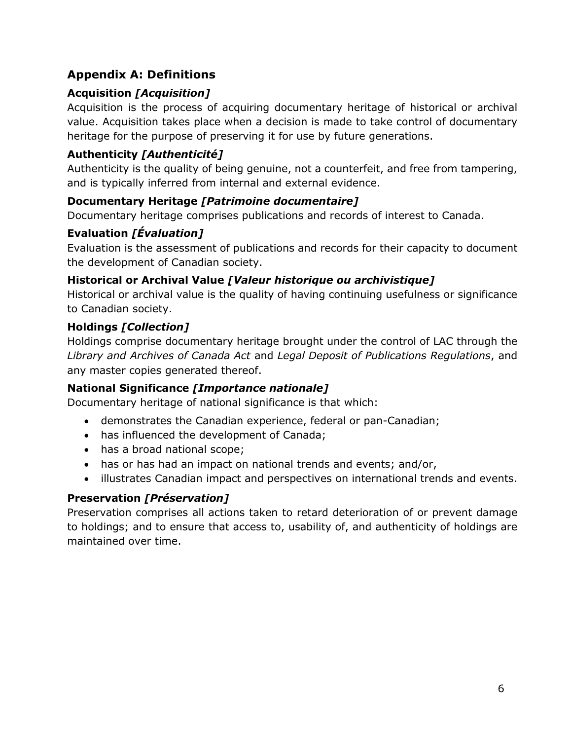## Appendix A: Definitions

### Acquisition *[Acquisition]*

Acquisition is the process of acquiring documentary heritage of historical or archival value. Acquisition takes place when a decision is made to take control of documentary heritage for the purpose of preserving it for use by future generations.

### Authenticity *[Authenticité]*

Authenticity is the quality of being genuine, not a counterfeit, and free from tampering, and is typically inferred from internal and external evidence.

### Documentary Heritage *[Patrimoine documentaire]*

Documentary heritage comprises publications and records of interest to Canada.

### Evaluation *[Évaluation]*

Evaluation is the assessment of publications and records for their capacity to document the development of Canadian society.

### Historical or Archival Value *[Valeur historique ou archivistique]*

Historical or archival value is the quality of having continuing usefulness or significance to Canadian society.

### Holdings *[Collection]*

Holdings comprise documentary heritage brought under the control of LAC through the *Library and Archives of Canada Act* and *Legal Deposit of Publications Regulations*, and any master copies generated thereof.

### National Significance *[Importance nationale]*

Documentary heritage of national significance is that which:

- demonstrates the Canadian experience, federal or pan-Canadian;
- has influenced the development of Canada;
- has a broad national scope;
- has or has had an impact on national trends and events; and/or,
- illustrates Canadian impact and perspectives on international trends and events.

### Preservation *[Préservation]*

Preservation comprises all actions taken to retard deterioration of or prevent damage to holdings; and to ensure that access to, usability of, and authenticity of holdings are maintained over time.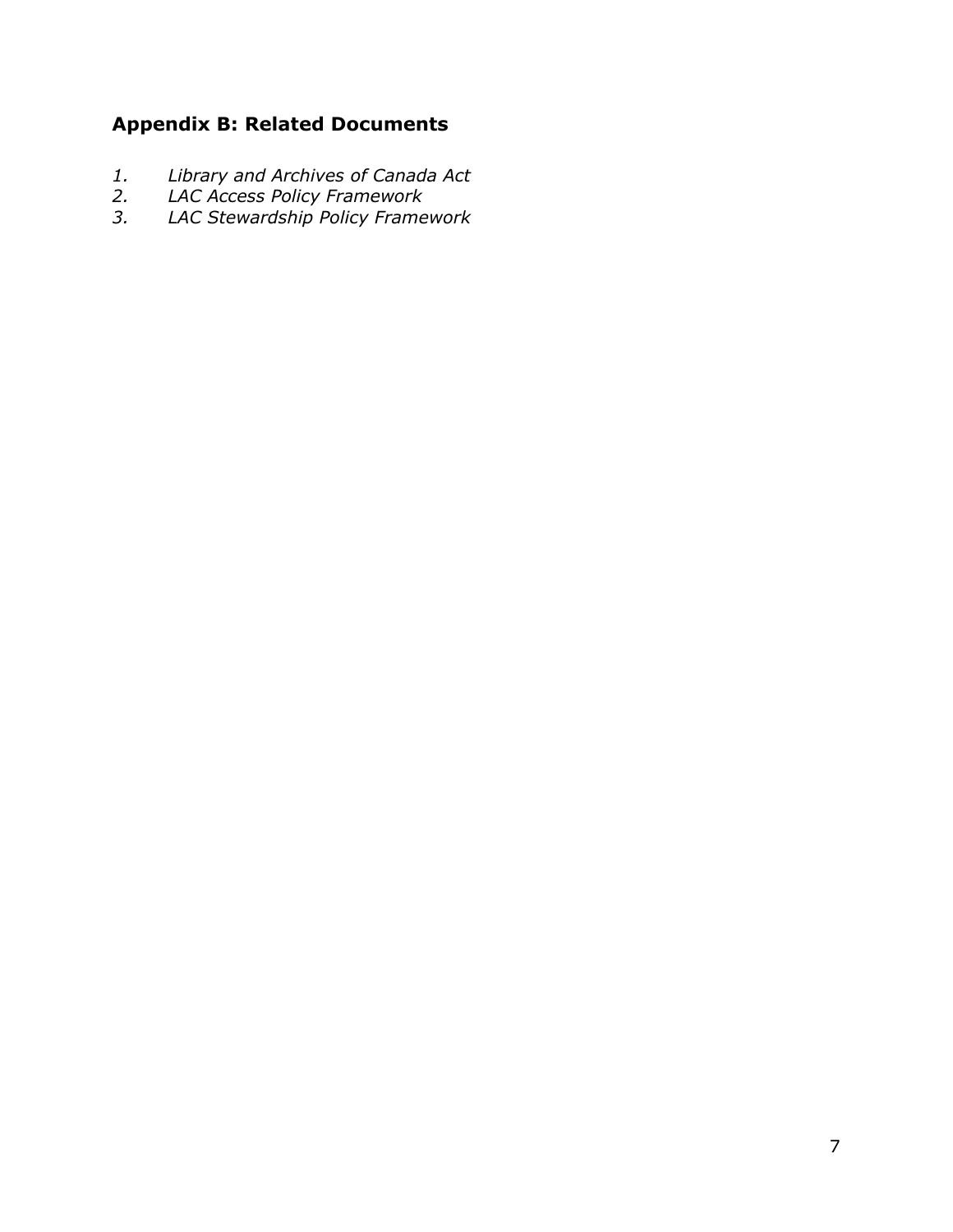## Appendix B: Related Documents

1. *Library and Archives of Canada Act*
2. *LAC Access Policy Framework*
3. *LAC Stewardship Policy Framework*